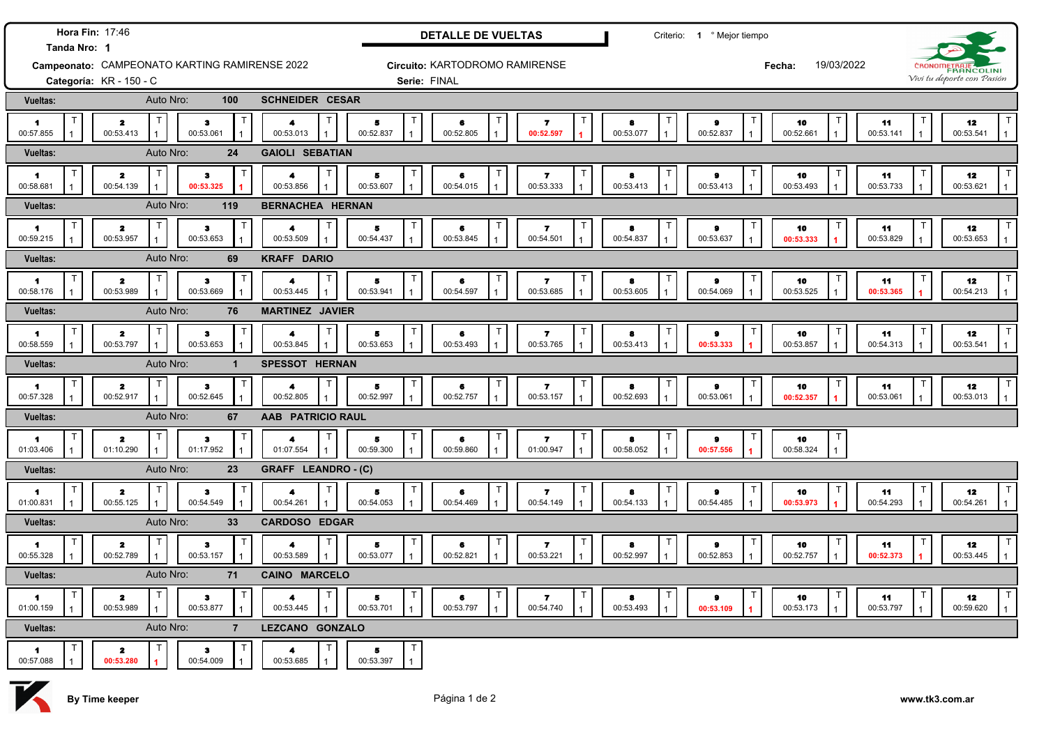**Hora Fin:** 17:46
**Tanda Nro:** 1

## DETALLE DE VUELTAS

Criterio: 1 ° Mejor tiempo

**Campeonato:** CAMPEONATO KARTING RAMIRENSE 2022
**Circuito:** KARTODROMO RAMIRENSE
**Fecha:** 19/03/2022
**Categoría:** KR - 150 - C
**Serie:** FINAL

CRONOMETRAJE FRANCOLINI
*Vivi tu deporte con Pasión*

### Vueltas: Auto Nro: 100 — SCHNEIDER CESAR

| 1 | 2 | 3 | 4 | 5 | 6 | 7 | 8 | 9 | 10 | 11 | 12 |
|---|---|---|---|---|---|---|---|---|---|---|---|
| 00:57.855 | 00:53.413 | 00:53.061 | 00:53.013 | 00:52.837 | 00:52.805 | **00:52.597** | 00:53.077 | 00:52.837 | 00:52.661 | 00:53.141 | 00:53.541 |

### Vueltas: Auto Nro: 24 — GAIOLI SEBATIAN

| 1 | 2 | 3 | 4 | 5 | 6 | 7 | 8 | 9 | 10 | 11 | 12 |
|---|---|---|---|---|---|---|---|---|---|---|---|
| 00:58.681 | 00:54.139 | **00:53.325** | 00:53.856 | 00:53.607 | 00:54.015 | 00:53.333 | 00:53.413 | 00:53.413 | 00:53.493 | 00:53.733 | 00:53.621 |

### Vueltas: Auto Nro: 119 — BERNACHEA HERNAN

| 1 | 2 | 3 | 4 | 5 | 6 | 7 | 8 | 9 | 10 | 11 | 12 |
|---|---|---|---|---|---|---|---|---|---|---|---|
| 00:59.215 | 00:53.957 | 00:53.653 | 00:53.509 | 00:54.437 | 00:53.845 | 00:54.501 | 00:54.837 | 00:53.637 | **00:53.333** | 00:53.829 | 00:53.653 |

### Vueltas: Auto Nro: 69 — KRAFF DARIO

| 1 | 2 | 3 | 4 | 5 | 6 | 7 | 8 | 9 | 10 | 11 | 12 |
|---|---|---|---|---|---|---|---|---|---|---|---|
| 00:58.176 | 00:53.989 | 00:53.669 | 00:53.445 | 00:53.941 | 00:54.597 | 00:53.685 | 00:53.605 | 00:54.069 | 00:53.525 | **00:53.365** | 00:54.213 |

### Vueltas: Auto Nro: 76 — MARTINEZ JAVIER

| 1 | 2 | 3 | 4 | 5 | 6 | 7 | 8 | 9 | 10 | 11 | 12 |
|---|---|---|---|---|---|---|---|---|---|---|---|
| 00:58.559 | 00:53.797 | 00:53.653 | 00:53.845 | 00:53.653 | 00:53.493 | 00:53.765 | 00:53.413 | **00:53.333** | 00:53.857 | 00:54.313 | 00:53.541 |

### Vueltas: Auto Nro: 1 — SPESSOT HERNAN

| 1 | 2 | 3 | 4 | 5 | 6 | 7 | 8 | 9 | 10 | 11 | 12 |
|---|---|---|---|---|---|---|---|---|---|---|---|
| 00:57.328 | 00:52.917 | 00:52.645 | 00:52.805 | 00:52.997 | 00:52.757 | 00:53.157 | 00:52.693 | 00:53.061 | **00:52.357** | 00:53.061 | 00:53.013 |

### Vueltas: Auto Nro: 67 — AAB PATRICIO RAUL

| 1 | 2 | 3 | 4 | 5 | 6 | 7 | 8 | 9 | 10 |
|---|---|---|---|---|---|---|---|---|---|
| 01:03.406 | 01:10.290 | 01:17.952 | 01:07.554 | 00:59.300 | 00:59.860 | 01:00.947 | 00:58.052 | **00:57.556** | 00:58.324 |

### Vueltas: Auto Nro: 23 — GRAFF LEANDRO - (C)

| 1 | 2 | 3 | 4 | 5 | 6 | 7 | 8 | 9 | 10 | 11 | 12 |
|---|---|---|---|---|---|---|---|---|---|---|---|
| 01:00.831 | 00:55.125 | 00:54.549 | 00:54.261 | 00:54.053 | 00:54.469 | 00:54.149 | 00:54.133 | 00:54.485 | **00:53.973** | 00:54.293 | 00:54.261 |

### Vueltas: Auto Nro: 33 — CARDOSO EDGAR

| 1 | 2 | 3 | 4 | 5 | 6 | 7 | 8 | 9 | 10 | 11 | 12 |
|---|---|---|---|---|---|---|---|---|---|---|---|
| 00:55.328 | 00:52.789 | 00:53.157 | 00:53.589 | 00:53.077 | 00:52.821 | 00:53.221 | 00:52.997 | 00:52.853 | 00:52.757 | **00:52.373** | 00:53.445 |

### Vueltas: Auto Nro: 71 — CAINO MARCELO

| 1 | 2 | 3 | 4 | 5 | 6 | 7 | 8 | 9 | 10 | 11 | 12 |
|---|---|---|---|---|---|---|---|---|---|---|---|
| 01:00.159 | 00:53.989 | 00:53.877 | 00:53.445 | 00:53.701 | 00:53.797 | 00:54.740 | 00:53.493 | **00:53.109** | 00:53.173 | 00:53.797 | 00:59.620 |

### Vueltas: Auto Nro: 7 — LEZCANO GONZALO

| 1 | 2 | 3 | 4 | 5 |
|---|---|---|---|---|
| 00:57.088 | **00:53.280** | 00:54.009 | 00:53.685 | 00:53.397 |

**By Time keeper**

**www.tk3.com.ar**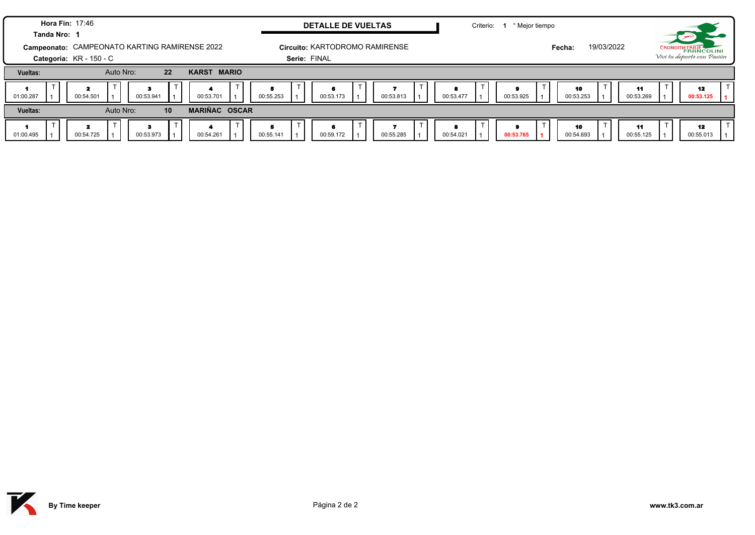**Hora Fin:** 17:46
**Tanda Nro:** 1
**Campeonato:** CAMPEONATO KARTING RAMIRENSE 2022
**Categoría:** KR - 150 - C

## DETALLE DE VUELTAS

**Circuito:** KARTODROMO RAMIRENSE
**Serie:** FINAL

Criterio: 1 ° Mejor tiempo

**Fecha:** 19/03/2022

CRONOMETRAJE FRANCOLINI
*Viví tu deporte con Pasión*

**Vueltas:** Auto Nro: **22** **KARST MARIO**

| Vuelta | Tiempo | T |
|---|---|---|
| 1 | 01:00.287 | 1 |
| 2 | 00:54.501 | 1 |
| 3 | 00:53.941 | 1 |
| 4 | 00:53.701 | 1 |
| 5 | 00:55.253 | 1 |
| 6 | 00:53.173 | 1 |
| 7 | 00:53.813 | 1 |
| 8 | 00:53.477 | 1 |
| 9 | 00:53.925 | 1 |
| 10 | 00:53.253 | 1 |
| 11 | 00:53.269 | 1 |
| **12** | **00:53.125** | **1** |

**Vueltas:** Auto Nro: **10** **MARIÑAC OSCAR**

| Vuelta | Tiempo | T |
|---|---|---|
| 1 | 01:00.495 | 1 |
| 2 | 00:54.725 | 1 |
| 3 | 00:53.973 | 1 |
| 4 | 00:54.261 | 1 |
| 5 | 00:55.141 | 1 |
| 6 | 00:59.172 | 1 |
| 7 | 00:55.285 | 1 |
| 8 | 00:54.021 | 1 |
| **9** | **00:53.765** | **1** |
| 10 | 00:54.693 | 1 |
| 11 | 00:55.125 | 1 |
| 12 | 00:55.013 | 1 |

By Time keeper

www.tk3.com.ar